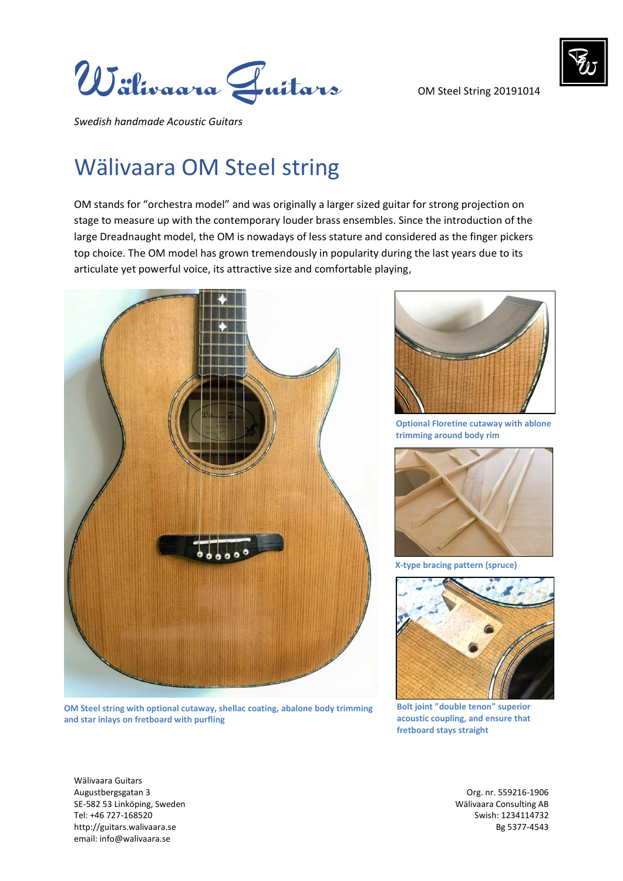# Wälivaara Guitars

OM Steel String 20191014

*Swedish handmade Acoustic Guitars*

## Wälivaara OM Steel string

OM stands for "orchestra model" and was originally a larger sized guitar for strong projection on stage to measure up with the contemporary louder brass ensembles. Since the introduction of the large Dreadnaught model, the OM is nowadays of less stature and considered as the finger pickers top choice. The OM model has grown tremendously in popularity during the last years due to its articulate yet powerful voice, its attractive size and comfortable playing,

**OM Steel string with optional cutaway, shellac coating, abalone body trimming and star inlays on fretboard with purfling**

**Optional Floretine cutaway with ablone trimming around body rim**

**X-type bracing pattern (spruce)**

**Bolt joint "double tenon" superior acoustic coupling, and ensure that fretboard stays straight**

Wälivaara Guitars
Augustbergsgatan 3
SE-582 53 Linköping, Sweden
Tel: +46 727-168520
http://guitars.walivaara.se
email: info@walivaara.se

Org. nr. 559216-1906
Wälivaara Consulting AB
Swish: 1234114732
Bg 5377-4543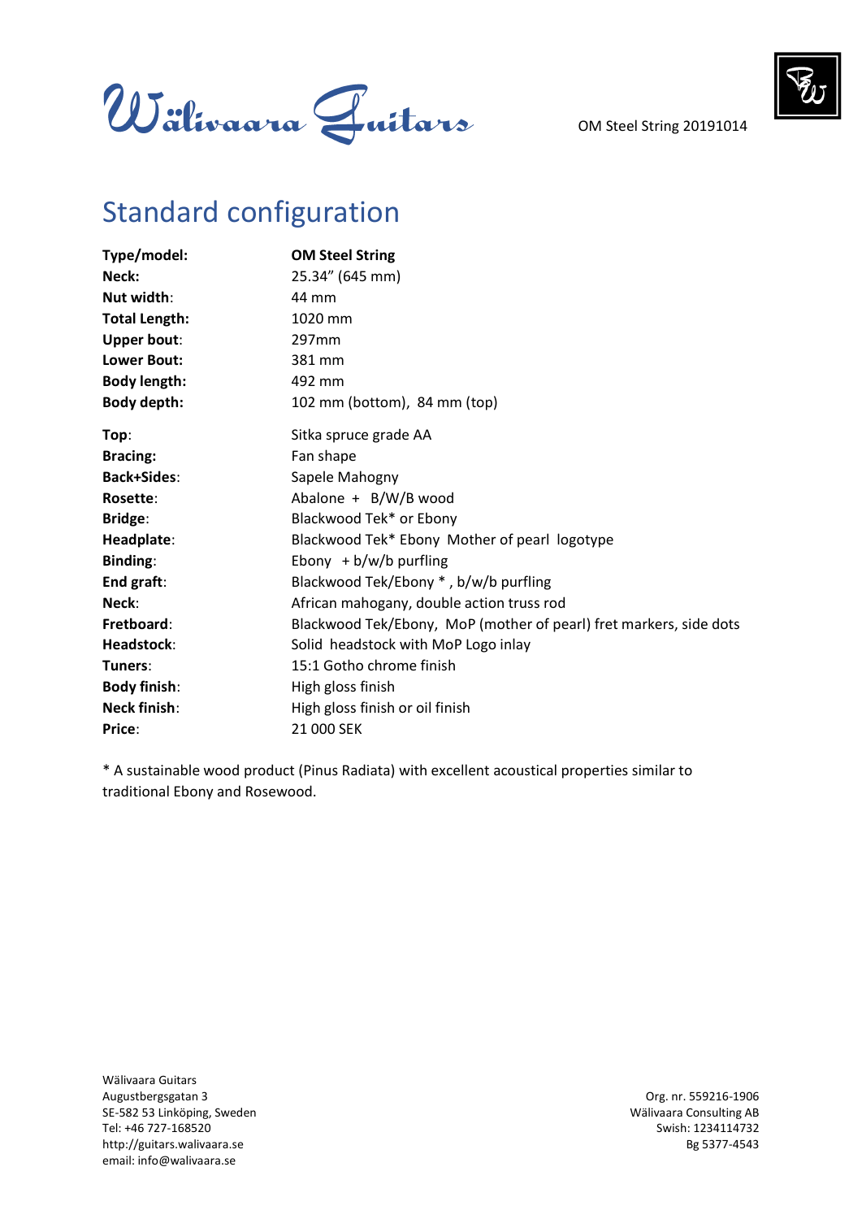Wälivaara Guitars

OM Steel String 20191014

# Standard configuration

| | |
|---|---|
| **Type/model:** | **OM Steel String** |
| **Neck:** | 25.34" (645 mm) |
| **Nut width:** | 44 mm |
| **Total Length:** | 1020 mm |
| **Upper bout:** | 297mm |
| **Lower Bout:** | 381 mm |
| **Body length:** | 492 mm |
| **Body depth:** | 102 mm (bottom), 84 mm (top) |
| **Top:** | Sitka spruce grade AA |
| **Bracing:** | Fan shape |
| **Back+Sides:** | Sapele Mahogny |
| **Rosette:** | Abalone + B/W/B wood |
| **Bridge:** | Blackwood Tek* or Ebony |
| **Headplate:** | Blackwood Tek* Ebony Mother of pearl logotype |
| **Binding:** | Ebony + b/w/b purfling |
| **End graft:** | Blackwood Tek/Ebony *, b/w/b purfling |
| **Neck:** | African mahogany, double action truss rod |
| **Fretboard:** | Blackwood Tek/Ebony, MoP (mother of pearl) fret markers, side dots |
| **Headstock:** | Solid headstock with MoP Logo inlay |
| **Tuners:** | 15:1 Gotho chrome finish |
| **Body finish:** | High gloss finish |
| **Neck finish:** | High gloss finish or oil finish |
| **Price:** | 21 000 SEK |

* A sustainable wood product (Pinus Radiata) with excellent acoustical properties similar to traditional Ebony and Rosewood.

Wälivaara Guitars
Augustbergsgatan 3
SE-582 53 Linköping, Sweden
Tel: +46 727-168520
http://guitars.walivaara.se
email: info@walivaara.se

Org. nr. 559216-1906
Wälivaara Consulting AB
Swish: 1234114732
Bg 5377-4543